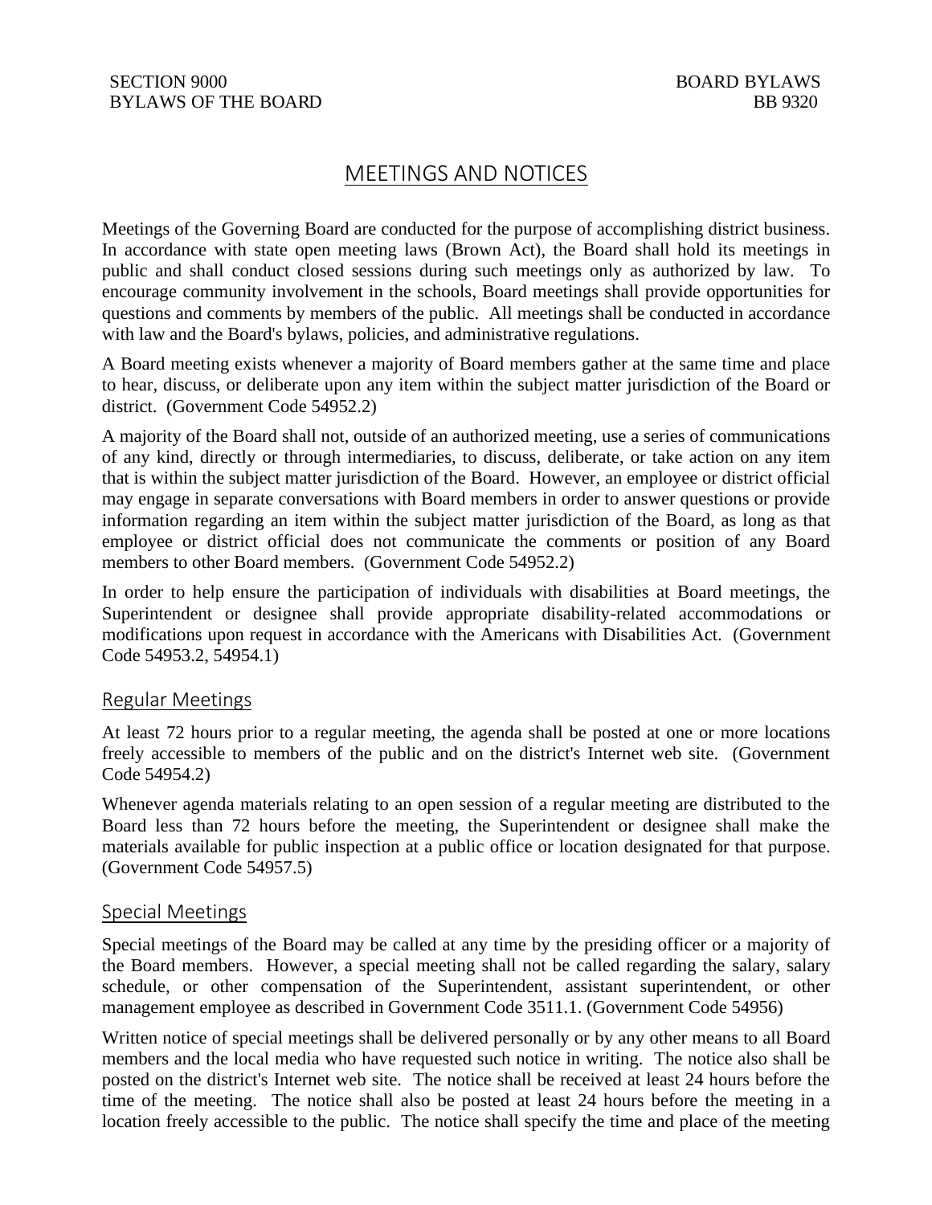SECTION 9000
BYLAWS OF THE BOARD

BOARD BYLAWS
BB 9320

# MEETINGS AND NOTICES

Meetings of the Governing Board are conducted for the purpose of accomplishing district business. In accordance with state open meeting laws (Brown Act), the Board shall hold its meetings in public and shall conduct closed sessions during such meetings only as authorized by law. To encourage community involvement in the schools, Board meetings shall provide opportunities for questions and comments by members of the public. All meetings shall be conducted in accordance with law and the Board's bylaws, policies, and administrative regulations.

A Board meeting exists whenever a majority of Board members gather at the same time and place to hear, discuss, or deliberate upon any item within the subject matter jurisdiction of the Board or district. (Government Code 54952.2)

A majority of the Board shall not, outside of an authorized meeting, use a series of communications of any kind, directly or through intermediaries, to discuss, deliberate, or take action on any item that is within the subject matter jurisdiction of the Board. However, an employee or district official may engage in separate conversations with Board members in order to answer questions or provide information regarding an item within the subject matter jurisdiction of the Board, as long as that employee or district official does not communicate the comments or position of any Board members to other Board members. (Government Code 54952.2)

In order to help ensure the participation of individuals with disabilities at Board meetings, the Superintendent or designee shall provide appropriate disability-related accommodations or modifications upon request in accordance with the Americans with Disabilities Act. (Government Code 54953.2, 54954.1)

## Regular Meetings

At least 72 hours prior to a regular meeting, the agenda shall be posted at one or more locations freely accessible to members of the public and on the district's Internet web site. (Government Code 54954.2)

Whenever agenda materials relating to an open session of a regular meeting are distributed to the Board less than 72 hours before the meeting, the Superintendent or designee shall make the materials available for public inspection at a public office or location designated for that purpose. (Government Code 54957.5)

## Special Meetings

Special meetings of the Board may be called at any time by the presiding officer or a majority of the Board members. However, a special meeting shall not be called regarding the salary, salary schedule, or other compensation of the Superintendent, assistant superintendent, or other management employee as described in Government Code 3511.1. (Government Code 54956)

Written notice of special meetings shall be delivered personally or by any other means to all Board members and the local media who have requested such notice in writing. The notice also shall be posted on the district's Internet web site. The notice shall be received at least 24 hours before the time of the meeting. The notice shall also be posted at least 24 hours before the meeting in a location freely accessible to the public. The notice shall specify the time and place of the meeting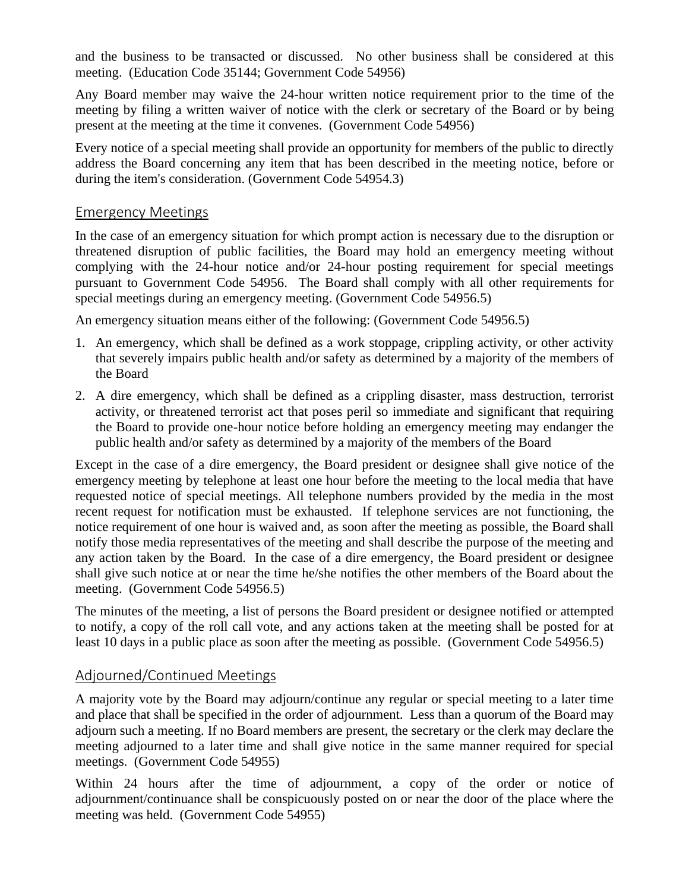and the business to be transacted or discussed. No other business shall be considered at this meeting. (Education Code 35144; Government Code 54956)

Any Board member may waive the 24-hour written notice requirement prior to the time of the meeting by filing a written waiver of notice with the clerk or secretary of the Board or by being present at the meeting at the time it convenes. (Government Code 54956)

Every notice of a special meeting shall provide an opportunity for members of the public to directly address the Board concerning any item that has been described in the meeting notice, before or during the item's consideration. (Government Code 54954.3)

## Emergency Meetings

In the case of an emergency situation for which prompt action is necessary due to the disruption or threatened disruption of public facilities, the Board may hold an emergency meeting without complying with the 24-hour notice and/or 24-hour posting requirement for special meetings pursuant to Government Code 54956. The Board shall comply with all other requirements for special meetings during an emergency meeting. (Government Code 54956.5)

An emergency situation means either of the following: (Government Code 54956.5)

1. An emergency, which shall be defined as a work stoppage, crippling activity, or other activity that severely impairs public health and/or safety as determined by a majority of the members of the Board
2. A dire emergency, which shall be defined as a crippling disaster, mass destruction, terrorist activity, or threatened terrorist act that poses peril so immediate and significant that requiring the Board to provide one-hour notice before holding an emergency meeting may endanger the public health and/or safety as determined by a majority of the members of the Board

Except in the case of a dire emergency, the Board president or designee shall give notice of the emergency meeting by telephone at least one hour before the meeting to the local media that have requested notice of special meetings. All telephone numbers provided by the media in the most recent request for notification must be exhausted. If telephone services are not functioning, the notice requirement of one hour is waived and, as soon after the meeting as possible, the Board shall notify those media representatives of the meeting and shall describe the purpose of the meeting and any action taken by the Board. In the case of a dire emergency, the Board president or designee shall give such notice at or near the time he/she notifies the other members of the Board about the meeting. (Government Code 54956.5)

The minutes of the meeting, a list of persons the Board president or designee notified or attempted to notify, a copy of the roll call vote, and any actions taken at the meeting shall be posted for at least 10 days in a public place as soon after the meeting as possible. (Government Code 54956.5)

## Adjourned/Continued Meetings

A majority vote by the Board may adjourn/continue any regular or special meeting to a later time and place that shall be specified in the order of adjournment. Less than a quorum of the Board may adjourn such a meeting. If no Board members are present, the secretary or the clerk may declare the meeting adjourned to a later time and shall give notice in the same manner required for special meetings. (Government Code 54955)

Within 24 hours after the time of adjournment, a copy of the order or notice of adjournment/continuance shall be conspicuously posted on or near the door of the place where the meeting was held. (Government Code 54955)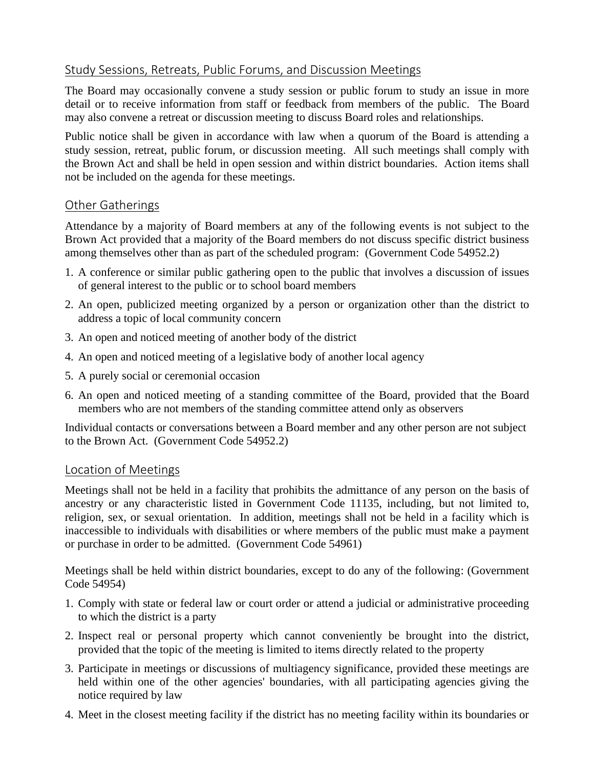## Study Sessions, Retreats, Public Forums, and Discussion Meetings

The Board may occasionally convene a study session or public forum to study an issue in more detail or to receive information from staff or feedback from members of the public. The Board may also convene a retreat or discussion meeting to discuss Board roles and relationships.

Public notice shall be given in accordance with law when a quorum of the Board is attending a study session, retreat, public forum, or discussion meeting. All such meetings shall comply with the Brown Act and shall be held in open session and within district boundaries. Action items shall not be included on the agenda for these meetings.

## Other Gatherings

Attendance by a majority of Board members at any of the following events is not subject to the Brown Act provided that a majority of the Board members do not discuss specific district business among themselves other than as part of the scheduled program: (Government Code 54952.2)

1. A conference or similar public gathering open to the public that involves a discussion of issues of general interest to the public or to school board members
2. An open, publicized meeting organized by a person or organization other than the district to address a topic of local community concern
3. An open and noticed meeting of another body of the district
4. An open and noticed meeting of a legislative body of another local agency
5. A purely social or ceremonial occasion
6. An open and noticed meeting of a standing committee of the Board, provided that the Board members who are not members of the standing committee attend only as observers

Individual contacts or conversations between a Board member and any other person are not subject to the Brown Act. (Government Code 54952.2)

## Location of Meetings

Meetings shall not be held in a facility that prohibits the admittance of any person on the basis of ancestry or any characteristic listed in Government Code 11135, including, but not limited to, religion, sex, or sexual orientation. In addition, meetings shall not be held in a facility which is inaccessible to individuals with disabilities or where members of the public must make a payment or purchase in order to be admitted. (Government Code 54961)

Meetings shall be held within district boundaries, except to do any of the following: (Government Code 54954)

1. Comply with state or federal law or court order or attend a judicial or administrative proceeding to which the district is a party
2. Inspect real or personal property which cannot conveniently be brought into the district, provided that the topic of the meeting is limited to items directly related to the property
3. Participate in meetings or discussions of multiagency significance, provided these meetings are held within one of the other agencies' boundaries, with all participating agencies giving the notice required by law
4. Meet in the closest meeting facility if the district has no meeting facility within its boundaries or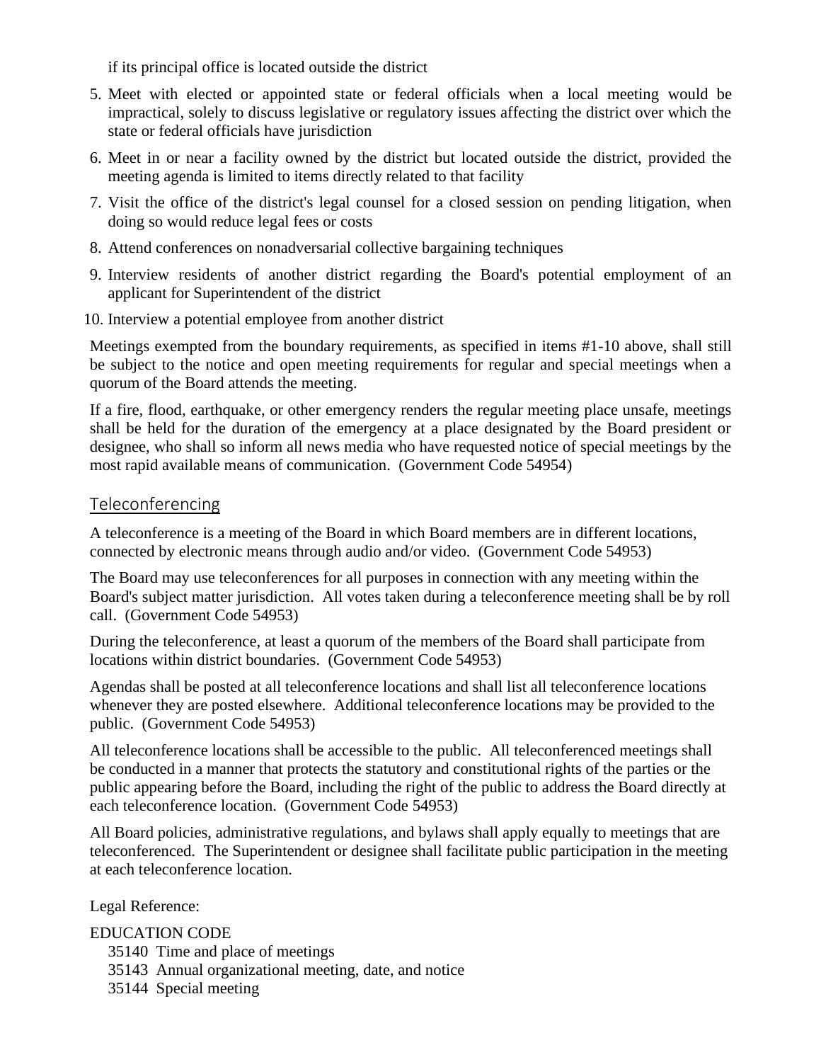if its principal office is located outside the district

5. Meet with elected or appointed state or federal officials when a local meeting would be impractical, solely to discuss legislative or regulatory issues affecting the district over which the state or federal officials have jurisdiction
6. Meet in or near a facility owned by the district but located outside the district, provided the meeting agenda is limited to items directly related to that facility
7. Visit the office of the district's legal counsel for a closed session on pending litigation, when doing so would reduce legal fees or costs
8. Attend conferences on nonadversarial collective bargaining techniques
9. Interview residents of another district regarding the Board's potential employment of an applicant for Superintendent of the district
10. Interview a potential employee from another district

Meetings exempted from the boundary requirements, as specified in items #1-10 above, shall still be subject to the notice and open meeting requirements for regular and special meetings when a quorum of the Board attends the meeting.

If a fire, flood, earthquake, or other emergency renders the regular meeting place unsafe, meetings shall be held for the duration of the emergency at a place designated by the Board president or designee, who shall so inform all news media who have requested notice of special meetings by the most rapid available means of communication. (Government Code 54954)

## Teleconferencing

A teleconference is a meeting of the Board in which Board members are in different locations, connected by electronic means through audio and/or video. (Government Code 54953)

The Board may use teleconferences for all purposes in connection with any meeting within the Board's subject matter jurisdiction. All votes taken during a teleconference meeting shall be by roll call. (Government Code 54953)

During the teleconference, at least a quorum of the members of the Board shall participate from locations within district boundaries. (Government Code 54953)

Agendas shall be posted at all teleconference locations and shall list all teleconference locations whenever they are posted elsewhere. Additional teleconference locations may be provided to the public. (Government Code 54953)

All teleconference locations shall be accessible to the public. All teleconferenced meetings shall be conducted in a manner that protects the statutory and constitutional rights of the parties or the public appearing before the Board, including the right of the public to address the Board directly at each teleconference location. (Government Code 54953)

All Board policies, administrative regulations, and bylaws shall apply equally to meetings that are teleconferenced. The Superintendent or designee shall facilitate public participation in the meeting at each teleconference location.

Legal Reference:

EDUCATION CODE
35140 Time and place of meetings
35143 Annual organizational meeting, date, and notice
35144 Special meeting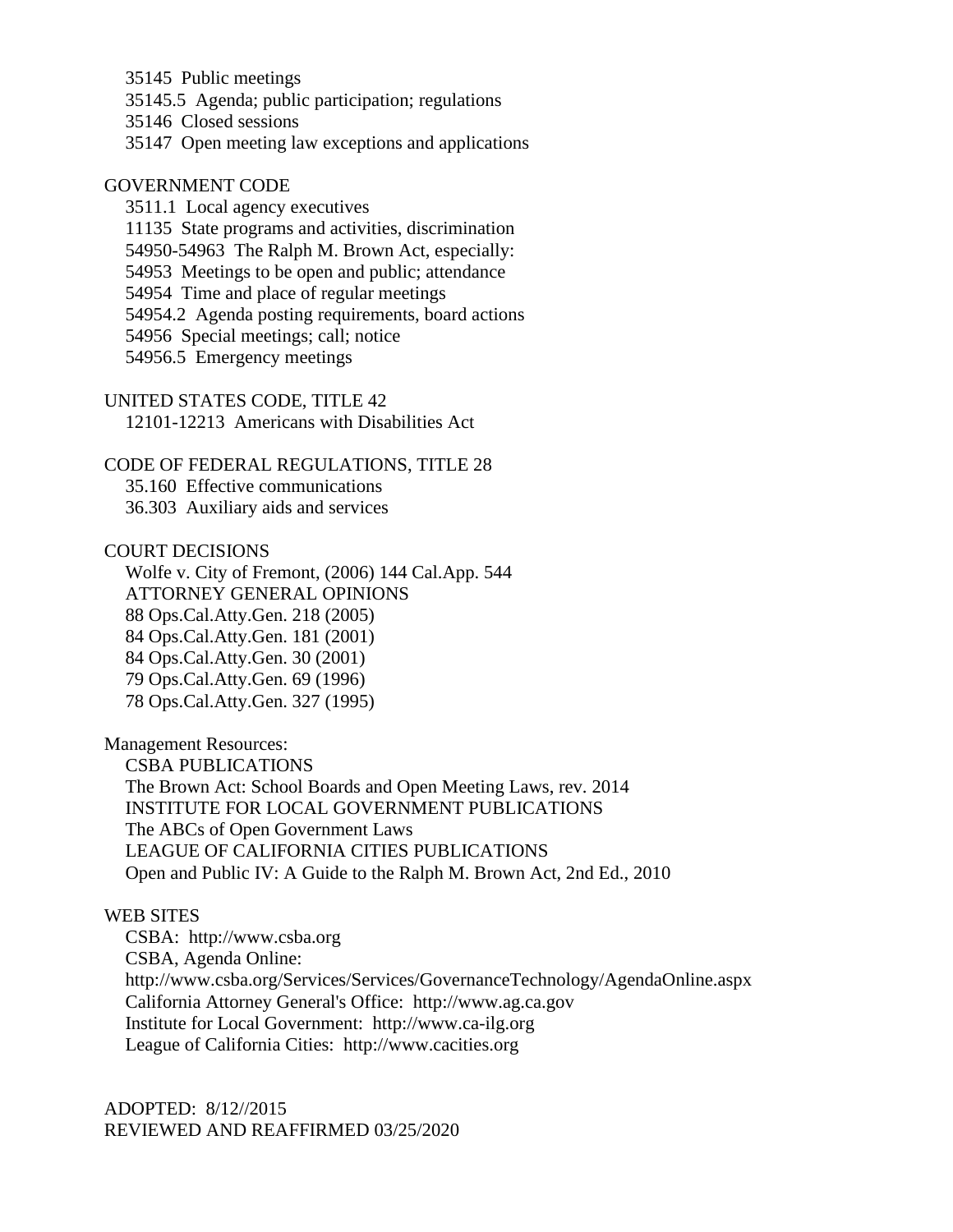35145 Public meetings
35145.5 Agenda; public participation; regulations
35146 Closed sessions
35147 Open meeting law exceptions and applications

GOVERNMENT CODE
3511.1 Local agency executives
11135 State programs and activities, discrimination
54950-54963 The Ralph M. Brown Act, especially:
54953 Meetings to be open and public; attendance
54954 Time and place of regular meetings
54954.2 Agenda posting requirements, board actions
54956 Special meetings; call; notice
54956.5 Emergency meetings

UNITED STATES CODE, TITLE 42
12101-12213 Americans with Disabilities Act

CODE OF FEDERAL REGULATIONS, TITLE 28
35.160 Effective communications
36.303 Auxiliary aids and services

COURT DECISIONS
Wolfe v. City of Fremont, (2006) 144 Cal.App. 544
ATTORNEY GENERAL OPINIONS
88 Ops.Cal.Atty.Gen. 218 (2005)
84 Ops.Cal.Atty.Gen. 181 (2001)
84 Ops.Cal.Atty.Gen. 30 (2001)
79 Ops.Cal.Atty.Gen. 69 (1996)
78 Ops.Cal.Atty.Gen. 327 (1995)

Management Resources:
CSBA PUBLICATIONS
The Brown Act: School Boards and Open Meeting Laws, rev. 2014
INSTITUTE FOR LOCAL GOVERNMENT PUBLICATIONS
The ABCs of Open Government Laws
LEAGUE OF CALIFORNIA CITIES PUBLICATIONS
Open and Public IV: A Guide to the Ralph M. Brown Act, 2nd Ed., 2010

WEB SITES
CSBA: http://www.csba.org
CSBA, Agenda Online:
http://www.csba.org/Services/Services/GovernanceTechnology/AgendaOnline.aspx
California Attorney General's Office: http://www.ag.ca.gov
Institute for Local Government: http://www.ca-ilg.org
League of California Cities: http://www.cacities.org

ADOPTED: 8/12//2015
REVIEWED AND REAFFIRMED 03/25/2020